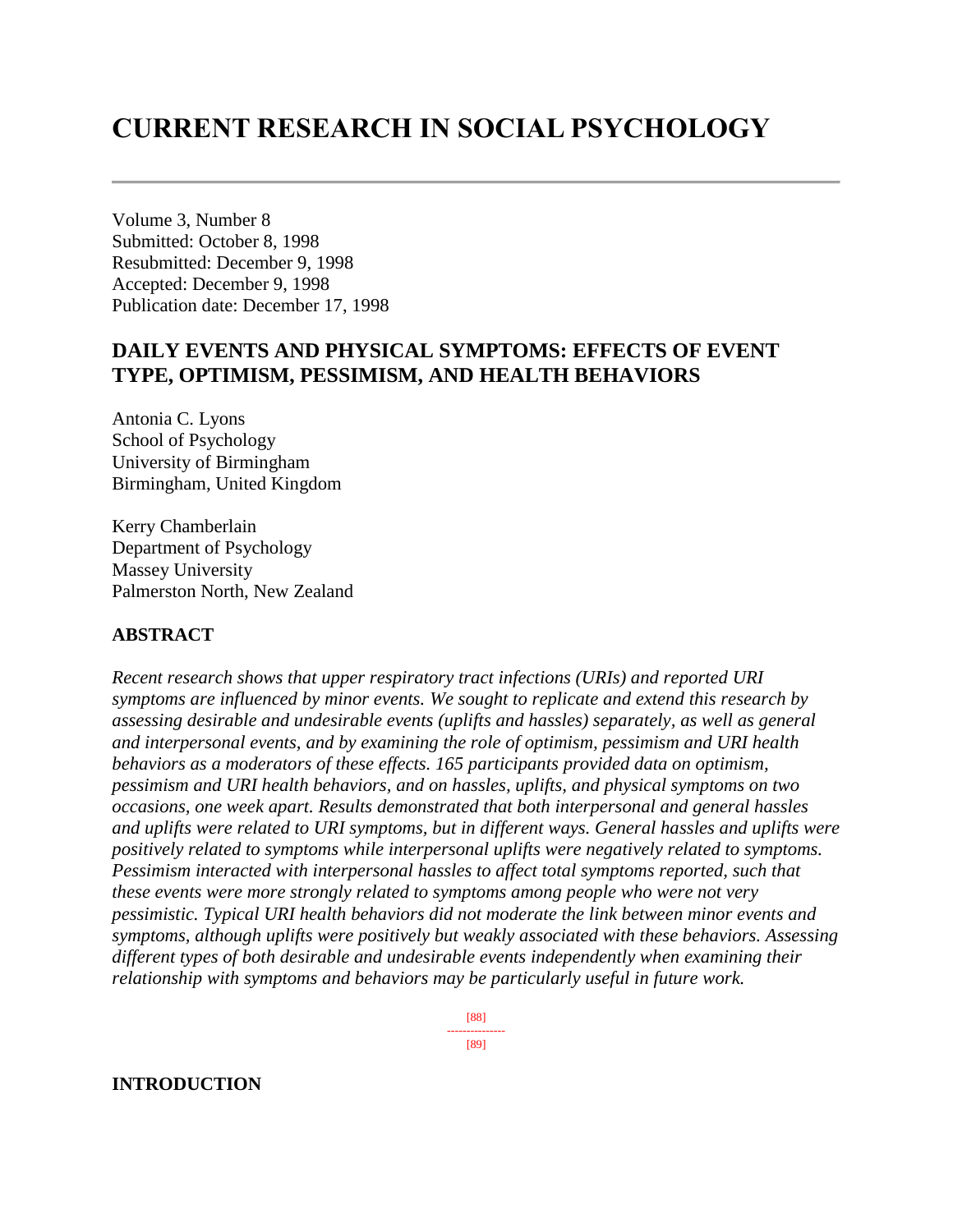# CURRENT RESEARCH IN SOCIAL PSYCHOLOGY

Volume 3, Number 8
Submitted: October 8, 1998
Resubmitted: December 9, 1998
Accepted: December 9, 1998
Publication date: December 17, 1998

## DAILY EVENTS AND PHYSICAL SYMPTOMS: EFFECTS OF EVENT TYPE, OPTIMISM, PESSIMISM, AND HEALTH BEHAVIORS

Antonia C. Lyons
School of Psychology
University of Birmingham
Birmingham, United Kingdom

Kerry Chamberlain
Department of Psychology
Massey University
Palmerston North, New Zealand

### ABSTRACT

*Recent research shows that upper respiratory tract infections (URIs) and reported URI symptoms are influenced by minor events. We sought to replicate and extend this research by assessing desirable and undesirable events (uplifts and hassles) separately, as well as general and interpersonal events, and by examining the role of optimism, pessimism and URI health behaviors as a moderators of these effects. 165 participants provided data on optimism, pessimism and URI health behaviors, and on hassles, uplifts, and physical symptoms on two occasions, one week apart. Results demonstrated that both interpersonal and general hassles and uplifts were related to URI symptoms, but in different ways. General hassles and uplifts were positively related to symptoms while interpersonal uplifts were negatively related to symptoms. Pessimism interacted with interpersonal hassles to affect total symptoms reported, such that these events were more strongly related to symptoms among people who were not very pessimistic. Typical URI health behaviors did not moderate the link between minor events and symptoms, although uplifts were positively but weakly associated with these behaviors. Assessing different types of both desirable and undesirable events independently when examining their relationship with symptoms and behaviors may be particularly useful in future work.*

### INTRODUCTION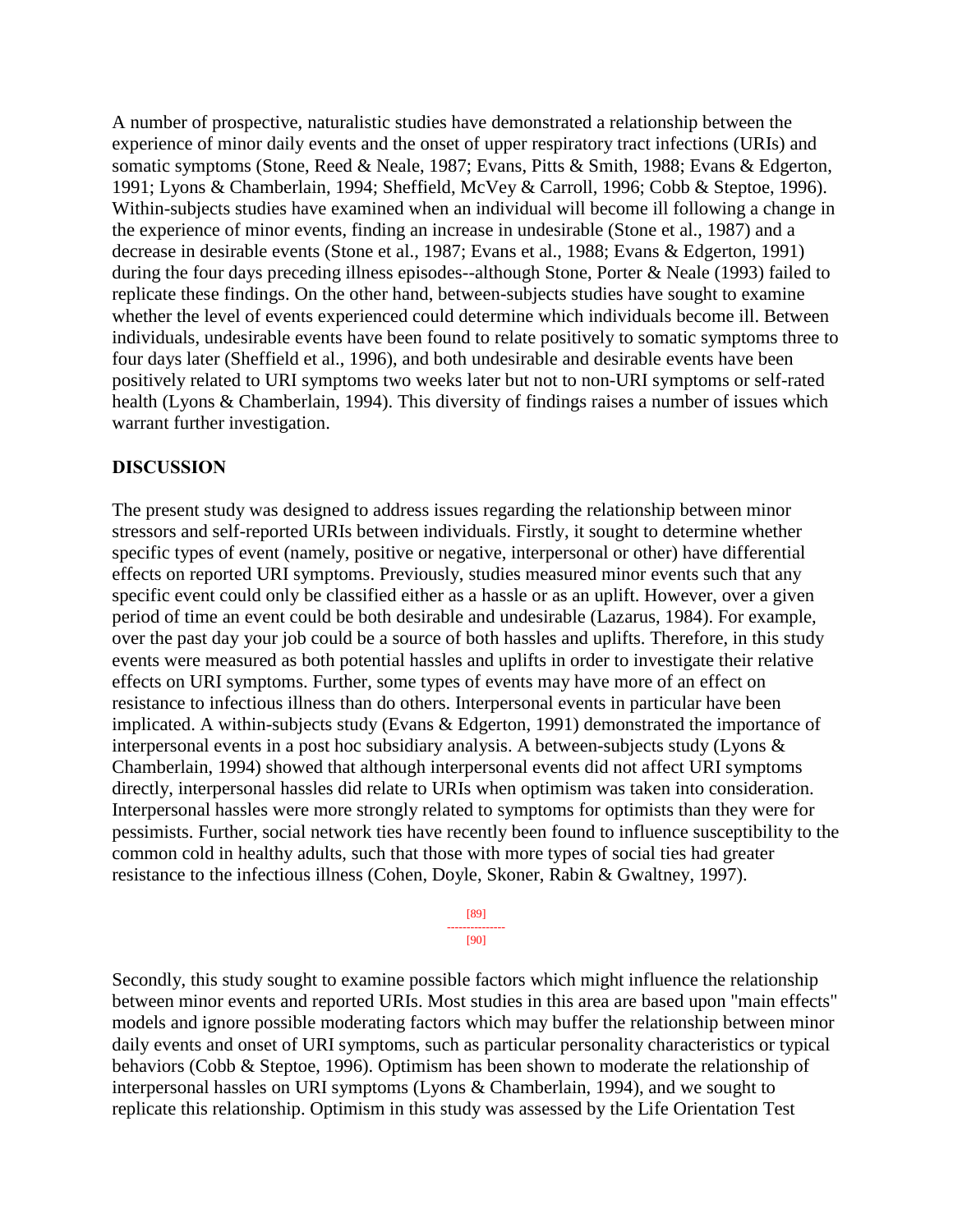A number of prospective, naturalistic studies have demonstrated a relationship between the experience of minor daily events and the onset of upper respiratory tract infections (URIs) and somatic symptoms (Stone, Reed & Neale, 1987; Evans, Pitts & Smith, 1988; Evans & Edgerton, 1991; Lyons & Chamberlain, 1994; Sheffield, McVey & Carroll, 1996; Cobb & Steptoe, 1996). Within-subjects studies have examined when an individual will become ill following a change in the experience of minor events, finding an increase in undesirable (Stone et al., 1987) and a decrease in desirable events (Stone et al., 1987; Evans et al., 1988; Evans & Edgerton, 1991) during the four days preceding illness episodes--although Stone, Porter & Neale (1993) failed to replicate these findings. On the other hand, between-subjects studies have sought to examine whether the level of events experienced could determine which individuals become ill. Between individuals, undesirable events have been found to relate positively to somatic symptoms three to four days later (Sheffield et al., 1996), and both undesirable and desirable events have been positively related to URI symptoms two weeks later but not to non-URI symptoms or self-rated health (Lyons & Chamberlain, 1994). This diversity of findings raises a number of issues which warrant further investigation.

## DISCUSSION

The present study was designed to address issues regarding the relationship between minor stressors and self-reported URIs between individuals. Firstly, it sought to determine whether specific types of event (namely, positive or negative, interpersonal or other) have differential effects on reported URI symptoms. Previously, studies measured minor events such that any specific event could only be classified either as a hassle or as an uplift. However, over a given period of time an event could be both desirable and undesirable (Lazarus, 1984). For example, over the past day your job could be a source of both hassles and uplifts. Therefore, in this study events were measured as both potential hassles and uplifts in order to investigate their relative effects on URI symptoms. Further, some types of events may have more of an effect on resistance to infectious illness than do others. Interpersonal events in particular have been implicated. A within-subjects study (Evans & Edgerton, 1991) demonstrated the importance of interpersonal events in a post hoc subsidiary analysis. A between-subjects study (Lyons & Chamberlain, 1994) showed that although interpersonal events did not affect URI symptoms directly, interpersonal hassles did relate to URIs when optimism was taken into consideration. Interpersonal hassles were more strongly related to symptoms for optimists than they were for pessimists. Further, social network ties have recently been found to influence susceptibility to the common cold in healthy adults, such that those with more types of social ties had greater resistance to the infectious illness (Cohen, Doyle, Skoner, Rabin & Gwaltney, 1997).

Secondly, this study sought to examine possible factors which might influence the relationship between minor events and reported URIs. Most studies in this area are based upon "main effects" models and ignore possible moderating factors which may buffer the relationship between minor daily events and onset of URI symptoms, such as particular personality characteristics or typical behaviors (Cobb & Steptoe, 1996). Optimism has been shown to moderate the relationship of interpersonal hassles on URI symptoms (Lyons & Chamberlain, 1994), and we sought to replicate this relationship. Optimism in this study was assessed by the Life Orientation Test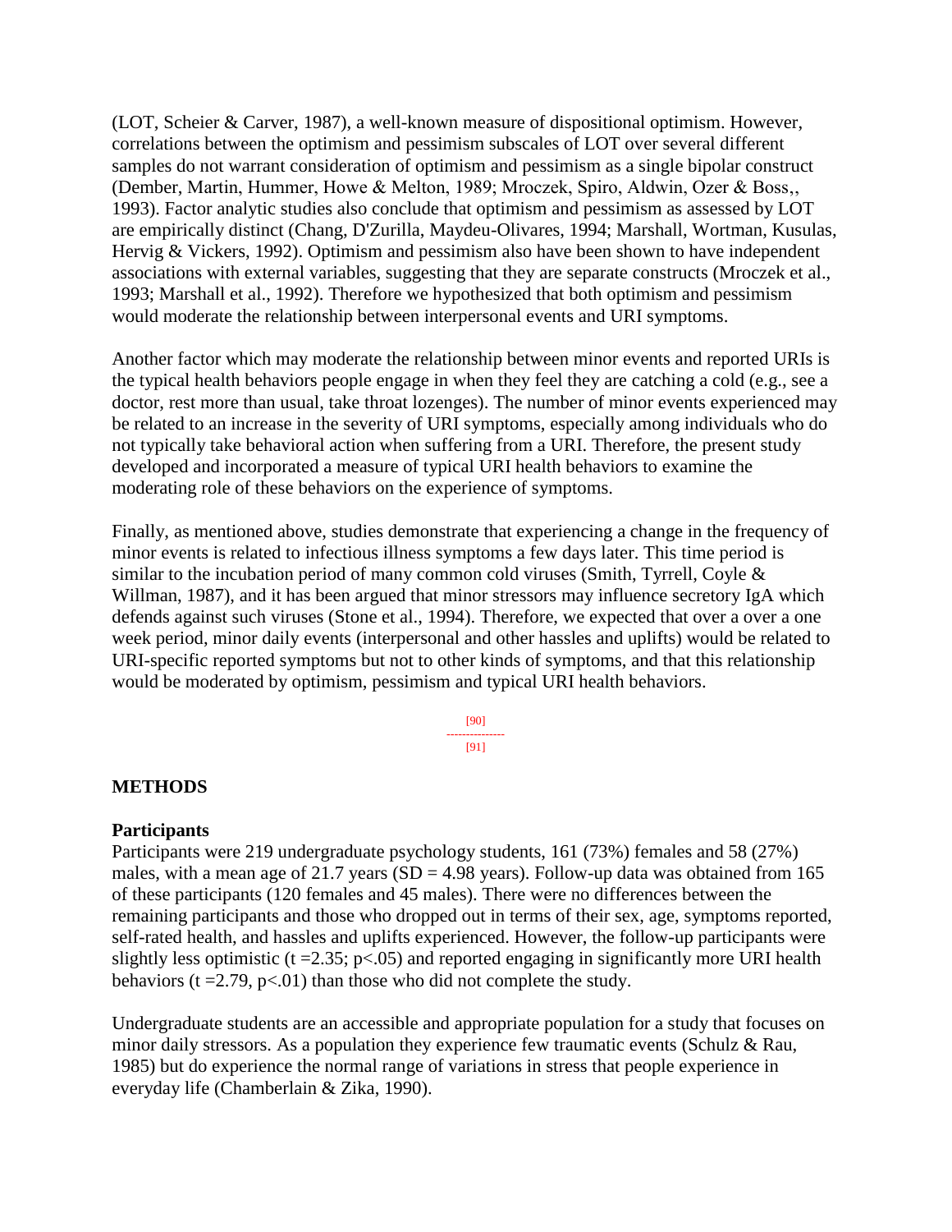(LOT, Scheier & Carver, 1987), a well-known measure of dispositional optimism. However, correlations between the optimism and pessimism subscales of LOT over several different samples do not warrant consideration of optimism and pessimism as a single bipolar construct (Dember, Martin, Hummer, Howe & Melton, 1989; Mroczek, Spiro, Aldwin, Ozer & Boss,, 1993). Factor analytic studies also conclude that optimism and pessimism as assessed by LOT are empirically distinct (Chang, D'Zurilla, Maydeu-Olivares, 1994; Marshall, Wortman, Kusulas, Hervig & Vickers, 1992). Optimism and pessimism also have been shown to have independent associations with external variables, suggesting that they are separate constructs (Mroczek et al., 1993; Marshall et al., 1992). Therefore we hypothesized that both optimism and pessimism would moderate the relationship between interpersonal events and URI symptoms.

Another factor which may moderate the relationship between minor events and reported URIs is the typical health behaviors people engage in when they feel they are catching a cold (e.g., see a doctor, rest more than usual, take throat lozenges). The number of minor events experienced may be related to an increase in the severity of URI symptoms, especially among individuals who do not typically take behavioral action when suffering from a URI. Therefore, the present study developed and incorporated a measure of typical URI health behaviors to examine the moderating role of these behaviors on the experience of symptoms.

Finally, as mentioned above, studies demonstrate that experiencing a change in the frequency of minor events is related to infectious illness symptoms a few days later. This time period is similar to the incubation period of many common cold viruses (Smith, Tyrrell, Coyle & Willman, 1987), and it has been argued that minor stressors may influence secretory IgA which defends against such viruses (Stone et al., 1994). Therefore, we expected that over a over a one week period, minor daily events (interpersonal and other hassles and uplifts) would be related to URI-specific reported symptoms but not to other kinds of symptoms, and that this relationship would be moderated by optimism, pessimism and typical URI health behaviors.

[90]
---------------
[91]

## METHODS

### Participants

Participants were 219 undergraduate psychology students, 161 (73%) females and 58 (27%) males, with a mean age of 21.7 years (SD = 4.98 years). Follow-up data was obtained from 165 of these participants (120 females and 45 males). There were no differences between the remaining participants and those who dropped out in terms of their sex, age, symptoms reported, self-rated health, and hassles and uplifts experienced. However, the follow-up participants were slightly less optimistic ($t = 2.35$; $p < .05$) and reported engaging in significantly more URI health behaviors ($t = 2.79$, $p < .01$) than those who did not complete the study.

Undergraduate students are an accessible and appropriate population for a study that focuses on minor daily stressors. As a population they experience few traumatic events (Schulz & Rau, 1985) but do experience the normal range of variations in stress that people experience in everyday life (Chamberlain & Zika, 1990).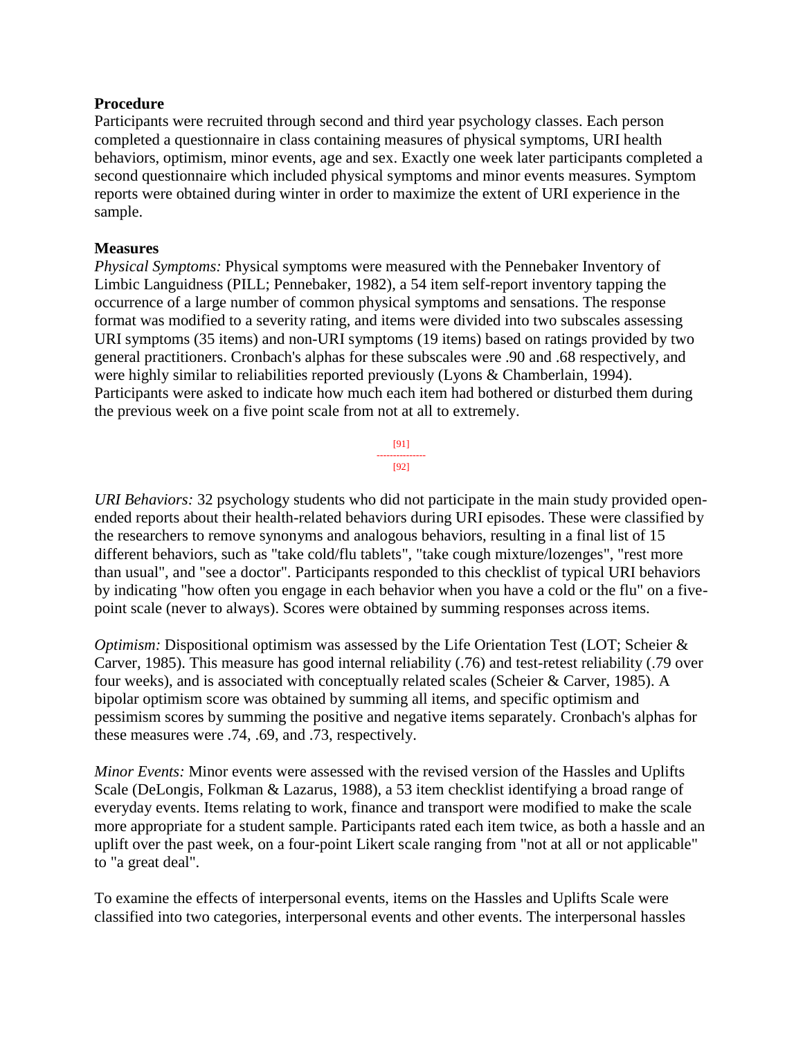**Procedure**

Participants were recruited through second and third year psychology classes. Each person completed a questionnaire in class containing measures of physical symptoms, URI health behaviors, optimism, minor events, age and sex. Exactly one week later participants completed a second questionnaire which included physical symptoms and minor events measures. Symptom reports were obtained during winter in order to maximize the extent of URI experience in the sample.

**Measures**

*Physical Symptoms:* Physical symptoms were measured with the Pennebaker Inventory of Limbic Languidness (PILL; Pennebaker, 1982), a 54 item self-report inventory tapping the occurrence of a large number of common physical symptoms and sensations. The response format was modified to a severity rating, and items were divided into two subscales assessing URI symptoms (35 items) and non-URI symptoms (19 items) based on ratings provided by two general practitioners. Cronbach's alphas for these subscales were .90 and .68 respectively, and were highly similar to reliabilities reported previously (Lyons & Chamberlain, 1994). Participants were asked to indicate how much each item had bothered or disturbed them during the previous week on a five point scale from not at all to extremely.

*URI Behaviors:* 32 psychology students who did not participate in the main study provided open-ended reports about their health-related behaviors during URI episodes. These were classified by the researchers to remove synonyms and analogous behaviors, resulting in a final list of 15 different behaviors, such as "take cold/flu tablets", "take cough mixture/lozenges", "rest more than usual", and "see a doctor". Participants responded to this checklist of typical URI behaviors by indicating "how often you engage in each behavior when you have a cold or the flu" on a five-point scale (never to always). Scores were obtained by summing responses across items.

*Optimism:* Dispositional optimism was assessed by the Life Orientation Test (LOT; Scheier & Carver, 1985). This measure has good internal reliability (.76) and test-retest reliability (.79 over four weeks), and is associated with conceptually related scales (Scheier & Carver, 1985). A bipolar optimism score was obtained by summing all items, and specific optimism and pessimism scores by summing the positive and negative items separately. Cronbach's alphas for these measures were .74, .69, and .73, respectively.

*Minor Events:* Minor events were assessed with the revised version of the Hassles and Uplifts Scale (DeLongis, Folkman & Lazarus, 1988), a 53 item checklist identifying a broad range of everyday events. Items relating to work, finance and transport were modified to make the scale more appropriate for a student sample. Participants rated each item twice, as both a hassle and an uplift over the past week, on a four-point Likert scale ranging from "not at all or not applicable" to "a great deal".

To examine the effects of interpersonal events, items on the Hassles and Uplifts Scale were classified into two categories, interpersonal events and other events. The interpersonal hassles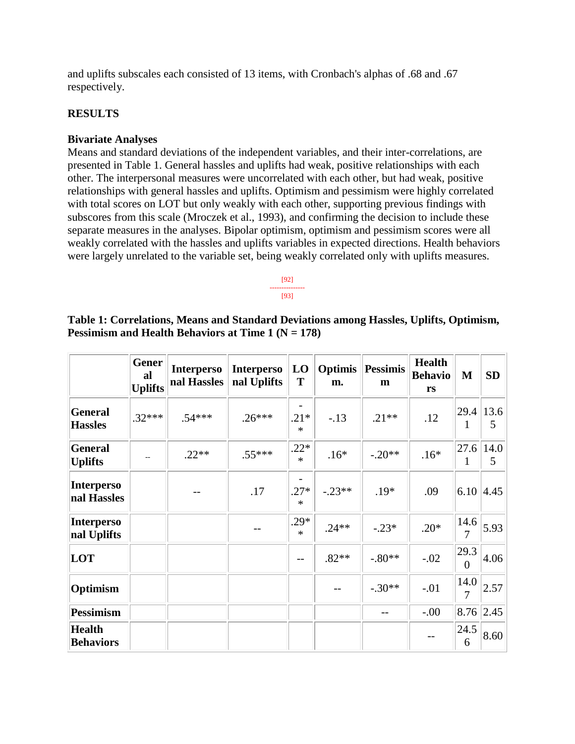and uplifts subscales each consisted of 13 items, with Cronbach's alphas of .68 and .67 respectively.

**RESULTS**

**Bivariate Analyses**

Means and standard deviations of the independent variables, and their inter-correlations, are presented in Table 1. General hassles and uplifts had weak, positive relationships with each other. The interpersonal measures were uncorrelated with each other, but had weak, positive relationships with general hassles and uplifts. Optimism and pessimism were highly correlated with total scores on LOT but only weakly with each other, supporting previous findings with subscores from this scale (Mroczek et al., 1993), and confirming the decision to include these separate measures in the analyses. Bipolar optimism, optimism and pessimism scores were all weakly correlated with the hassles and uplifts variables in expected directions. Health behaviors were largely unrelated to the variable set, being weakly correlated only with uplifts measures.

[92]
---------------
[93]

**Table 1: Correlations, Means and Standard Deviations among Hassles, Uplifts, Optimism, Pessimism and Health Behaviors at Time 1 (N = 178)**

| | General Uplifts | Interpersonal Hassles | Interpersonal Uplifts | LOT | Optimism. | Pessimism | Health Behaviors | M | SD |
|---|---|---|---|---|---|---|---|---|---|
| **General Hassles** | .32*** | .54*** | .26*** | -.21** | -.13 | .21** | .12 | 29.41 | 13.65 |
| **General Uplifts** | -- | .22** | .55*** | .22** | .16* | -.20** | .16* | 27.61 | 14.05 |
| **Interpersonal Hassles** | | -- | .17 | -.27** | -.23** | .19* | .09 | 6.10 | 4.45 |
| **Interpersonal Uplifts** | | | -- | .29** | .24** | -.23* | .20* | 14.67 | 5.93 |
| **LOT** | | | | -- | .82** | -.80** | -.02 | 29.30 | 4.06 |
| **Optimism** | | | | | -- | -.30** | -.01 | 14.07 | 2.57 |
| **Pessimism** | | | | | | -- | -.00 | 8.76 | 2.45 |
| **Health Behaviors** | | | | | | | -- | 24.56 | 8.60 |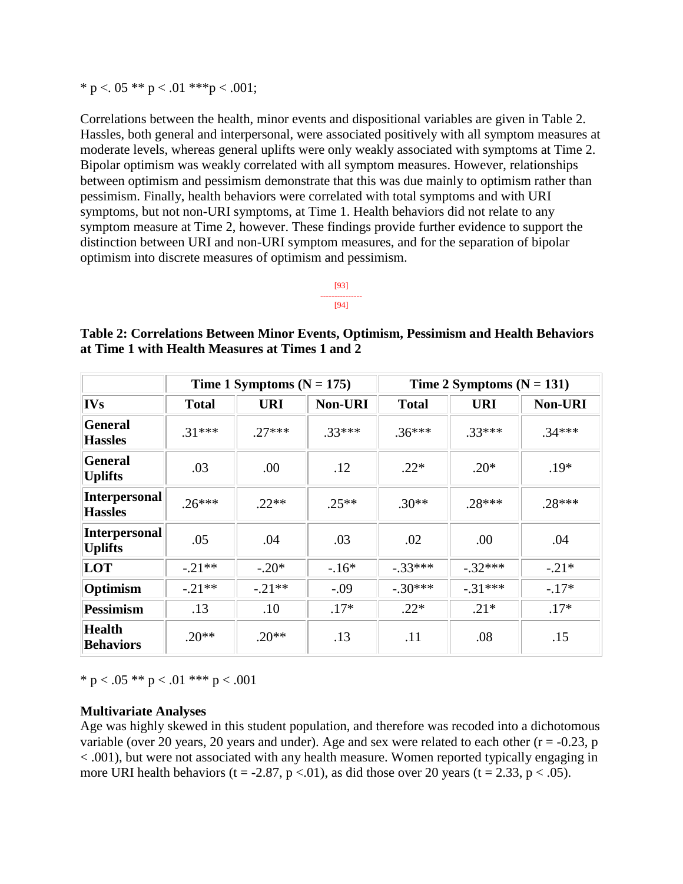* p <. 05 ** p < .01 ***p < .001;

Correlations between the health, minor events and dispositional variables are given in Table 2. Hassles, both general and interpersonal, were associated positively with all symptom measures at moderate levels, whereas general uplifts were only weakly associated with symptoms at Time 2. Bipolar optimism was weakly correlated with all symptom measures. However, relationships between optimism and pessimism demonstrate that this was due mainly to optimism rather than pessimism. Finally, health behaviors were correlated with total symptoms and with URI symptoms, but not non-URI symptoms, at Time 1. Health behaviors did not relate to any symptom measure at Time 2, however. These findings provide further evidence to support the distinction between URI and non-URI symptom measures, and for the separation of bipolar optimism into discrete measures of optimism and pessimism.

[93]
---------------
[94]

**Table 2: Correlations Between Minor Events, Optimism, Pessimism and Health Behaviors at Time 1 with Health Measures at Times 1 and 2**

| | Time 1 Symptoms (N = 175) | | | Time 2 Symptoms (N = 131) | | |
|---|---|---|---|---|---|---|
| **IVs** | **Total** | **URI** | **Non-URI** | **Total** | **URI** | **Non-URI** |
| **General Hassles** | .31*** | .27*** | .33*** | .36*** | .33*** | .34*** |
| **General Uplifts** | .03 | .00 | .12 | .22* | .20* | .19* |
| **Interpersonal Hassles** | .26*** | .22** | .25** | .30** | .28*** | .28*** |
| **Interpersonal Uplifts** | .05 | .04 | .03 | .02 | .00 | .04 |
| **LOT** | -.21** | -.20* | -.16* | -.33*** | -.32*** | -.21* |
| **Optimism** | -.21** | -.21** | -.09 | -.30*** | -.31*** | -.17* |
| **Pessimism** | .13 | .10 | .17* | .22* | .21* | .17* |
| **Health Behaviors** | .20** | .20** | .13 | .11 | .08 | .15 |

* p < .05 ** p < .01 *** p < .001

**Multivariate Analyses**
Age was highly skewed in this student population, and therefore was recoded into a dichotomous variable (over 20 years, 20 years and under). Age and sex were related to each other ($r = -0.23$, $p < .001$), but were not associated with any health measure. Women reported typically engaging in more URI health behaviors ($t = -2.87$, $p < .01$), as did those over 20 years ($t = 2.33$, $p < .05$).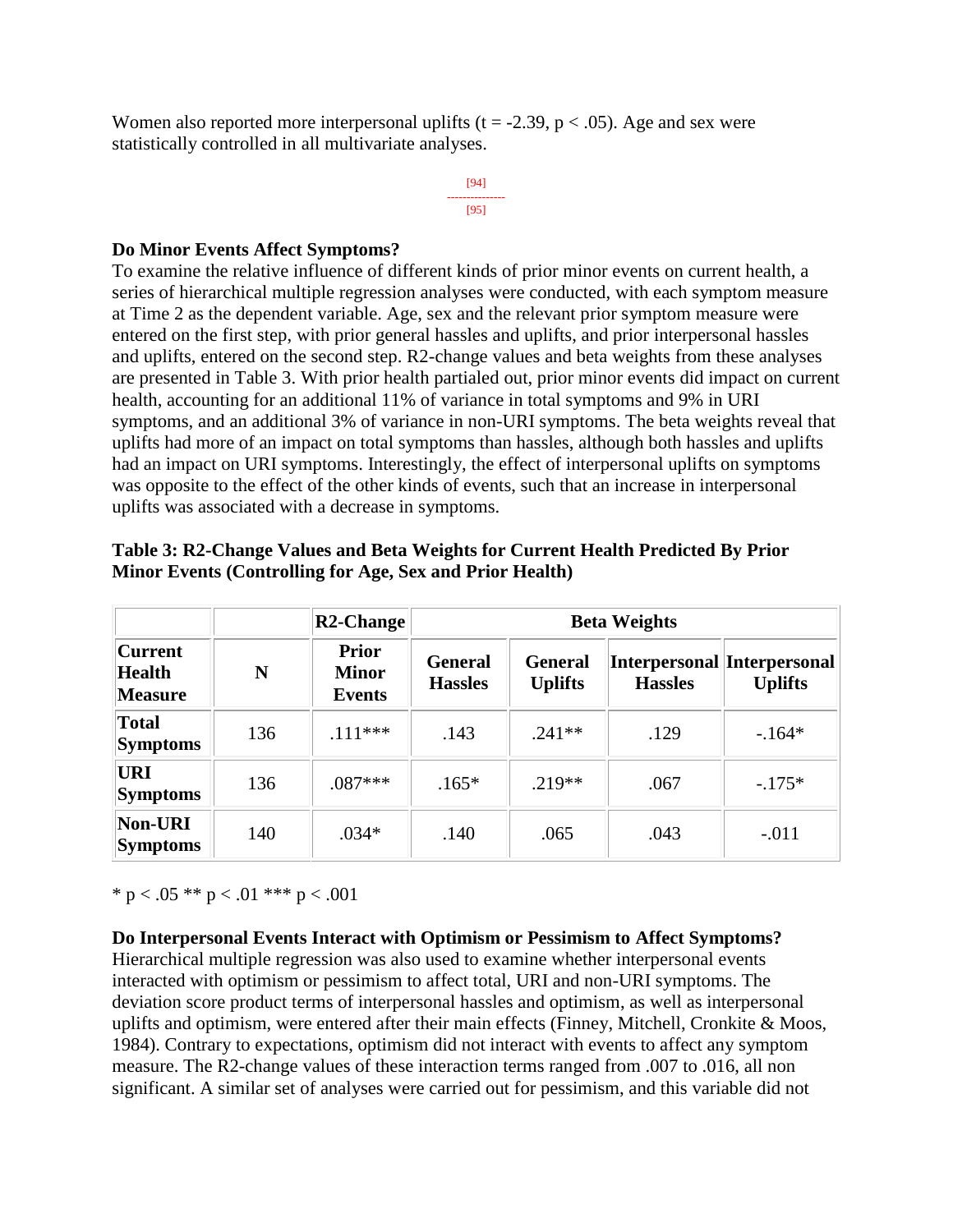Women also reported more interpersonal uplifts ($t = -2.39$, $p < .05$). Age and sex were statistically controlled in all multivariate analyses.

[94]
--------------
[95]

**Do Minor Events Affect Symptoms?**
To examine the relative influence of different kinds of prior minor events on current health, a series of hierarchical multiple regression analyses were conducted, with each symptom measure at Time 2 as the dependent variable. Age, sex and the relevant prior symptom measure were entered on the first step, with prior general hassles and uplifts, and prior interpersonal hassles and uplifts, entered on the second step. R2-change values and beta weights from these analyses are presented in Table 3. With prior health partialed out, prior minor events did impact on current health, accounting for an additional 11% of variance in total symptoms and 9% in URI symptoms, and an additional 3% of variance in non-URI symptoms. The beta weights reveal that uplifts had more of an impact on total symptoms than hassles, although both hassles and uplifts had an impact on URI symptoms. Interestingly, the effect of interpersonal uplifts on symptoms was opposite to the effect of the other kinds of events, such that an increase in interpersonal uplifts was associated with a decrease in symptoms.

**Table 3: R2-Change Values and Beta Weights for Current Health Predicted By Prior Minor Events (Controlling for Age, Sex and Prior Health)**

| | | R2-Change | Beta Weights | | | |
|---|---|---|---|---|---|---|
| Current Health Measure | N | Prior Minor Events | General Hassles | General Uplifts | Interpersonal Hassles | Interpersonal Uplifts |
| Total Symptoms | 136 | .111*** | .143 | .241** | .129 | -.164* |
| URI Symptoms | 136 | .087*** | .165* | .219** | .067 | -.175* |
| Non-URI Symptoms | 140 | .034* | .140 | .065 | .043 | -.011 |

\* $p < .05$ ** $p < .01$ *** $p < .001$

**Do Interpersonal Events Interact with Optimism or Pessimism to Affect Symptoms?**
Hierarchical multiple regression was also used to examine whether interpersonal events interacted with optimism or pessimism to affect total, URI and non-URI symptoms. The deviation score product terms of interpersonal hassles and optimism, as well as interpersonal uplifts and optimism, were entered after their main effects (Finney, Mitchell, Cronkite & Moos, 1984). Contrary to expectations, optimism did not interact with events to affect any symptom measure. The R2-change values of these interaction terms ranged from .007 to .016, all non significant. A similar set of analyses were carried out for pessimism, and this variable did not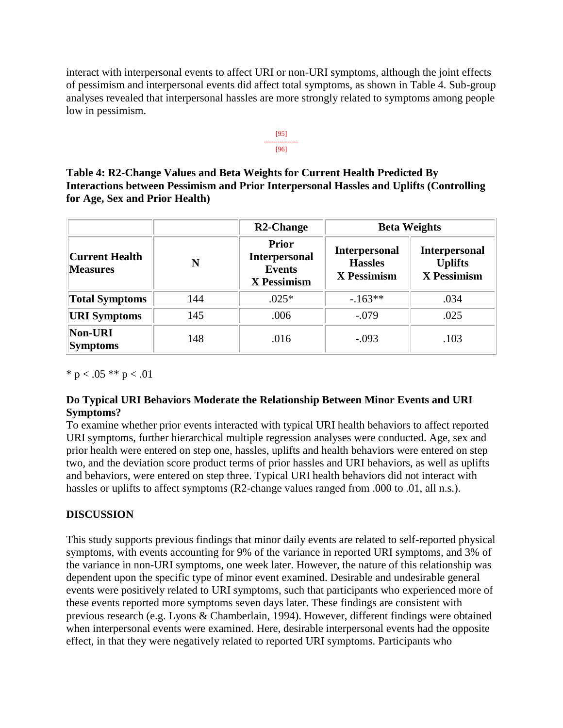interact with interpersonal events to affect URI or non-URI symptoms, although the joint effects of pessimism and interpersonal events did affect total symptoms, as shown in Table 4. Sub-group analyses revealed that interpersonal hassles are more strongly related to symptoms among people low in pessimism.

**Table 4: R2-Change Values and Beta Weights for Current Health Predicted By Interactions between Pessimism and Prior Interpersonal Hassles and Uplifts (Controlling for Age, Sex and Prior Health)**

| | | R2-Change | Beta Weights | |
|---|---|---|---|---|
| **Current Health Measures** | **N** | **Prior Interpersonal Events X Pessimism** | **Interpersonal Hassles X Pessimism** | **Interpersonal Uplifts X Pessimism** |
| **Total Symptoms** | 144 | .025* | -.163** | .034 |
| **URI Symptoms** | 145 | .006 | -.079 | .025 |
| **Non-URI Symptoms** | 148 | .016 | -.093 | .103 |

* $p < .05$ ** $p < .01$

### Do Typical URI Behaviors Moderate the Relationship Between Minor Events and URI Symptoms?

To examine whether prior events interacted with typical URI health behaviors to affect reported URI symptoms, further hierarchical multiple regression analyses were conducted. Age, sex and prior health were entered on step one, hassles, uplifts and health behaviors were entered on step two, and the deviation score product terms of prior hassles and URI behaviors, as well as uplifts and behaviors, were entered on step three. Typical URI health behaviors did not interact with hassles or uplifts to affect symptoms ($R^2$-change values ranged from .000 to .01, all n.s.).

## DISCUSSION

This study supports previous findings that minor daily events are related to self-reported physical symptoms, with events accounting for 9% of the variance in reported URI symptoms, and 3% of the variance in non-URI symptoms, one week later. However, the nature of this relationship was dependent upon the specific type of minor event examined. Desirable and undesirable general events were positively related to URI symptoms, such that participants who experienced more of these events reported more symptoms seven days later. These findings are consistent with previous research (e.g. Lyons & Chamberlain, 1994). However, different findings were obtained when interpersonal events were examined. Here, desirable interpersonal events had the opposite effect, in that they were negatively related to reported URI symptoms. Participants who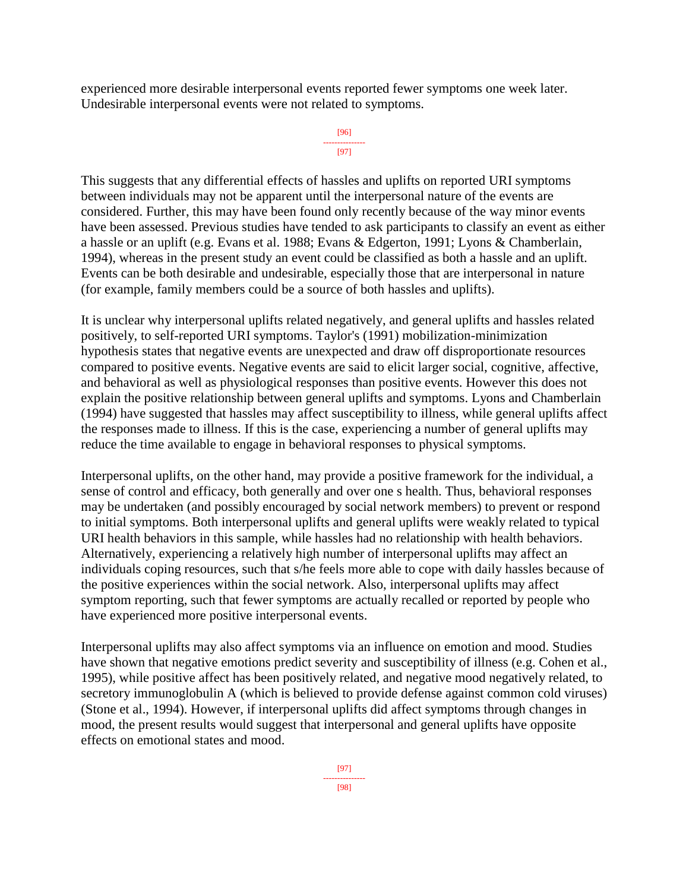experienced more desirable interpersonal events reported fewer symptoms one week later. Undesirable interpersonal events were not related to symptoms.

This suggests that any differential effects of hassles and uplifts on reported URI symptoms between individuals may not be apparent until the interpersonal nature of the events are considered. Further, this may have been found only recently because of the way minor events have been assessed. Previous studies have tended to ask participants to classify an event as either a hassle or an uplift (e.g. Evans et al. 1988; Evans & Edgerton, 1991; Lyons & Chamberlain, 1994), whereas in the present study an event could be classified as both a hassle and an uplift. Events can be both desirable and undesirable, especially those that are interpersonal in nature (for example, family members could be a source of both hassles and uplifts).

It is unclear why interpersonal uplifts related negatively, and general uplifts and hassles related positively, to self-reported URI symptoms. Taylor's (1991) mobilization-minimization hypothesis states that negative events are unexpected and draw off disproportionate resources compared to positive events. Negative events are said to elicit larger social, cognitive, affective, and behavioral as well as physiological responses than positive events. However this does not explain the positive relationship between general uplifts and symptoms. Lyons and Chamberlain (1994) have suggested that hassles may affect susceptibility to illness, while general uplifts affect the responses made to illness. If this is the case, experiencing a number of general uplifts may reduce the time available to engage in behavioral responses to physical symptoms.

Interpersonal uplifts, on the other hand, may provide a positive framework for the individual, a sense of control and efficacy, both generally and over one s health. Thus, behavioral responses may be undertaken (and possibly encouraged by social network members) to prevent or respond to initial symptoms. Both interpersonal uplifts and general uplifts were weakly related to typical URI health behaviors in this sample, while hassles had no relationship with health behaviors. Alternatively, experiencing a relatively high number of interpersonal uplifts may affect an individuals coping resources, such that s/he feels more able to cope with daily hassles because of the positive experiences within the social network. Also, interpersonal uplifts may affect symptom reporting, such that fewer symptoms are actually recalled or reported by people who have experienced more positive interpersonal events.

Interpersonal uplifts may also affect symptoms via an influence on emotion and mood. Studies have shown that negative emotions predict severity and susceptibility of illness (e.g. Cohen et al., 1995), while positive affect has been positively related, and negative mood negatively related, to secretory immunoglobulin A (which is believed to provide defense against common cold viruses) (Stone et al., 1994). However, if interpersonal uplifts did affect symptoms through changes in mood, the present results would suggest that interpersonal and general uplifts have opposite effects on emotional states and mood.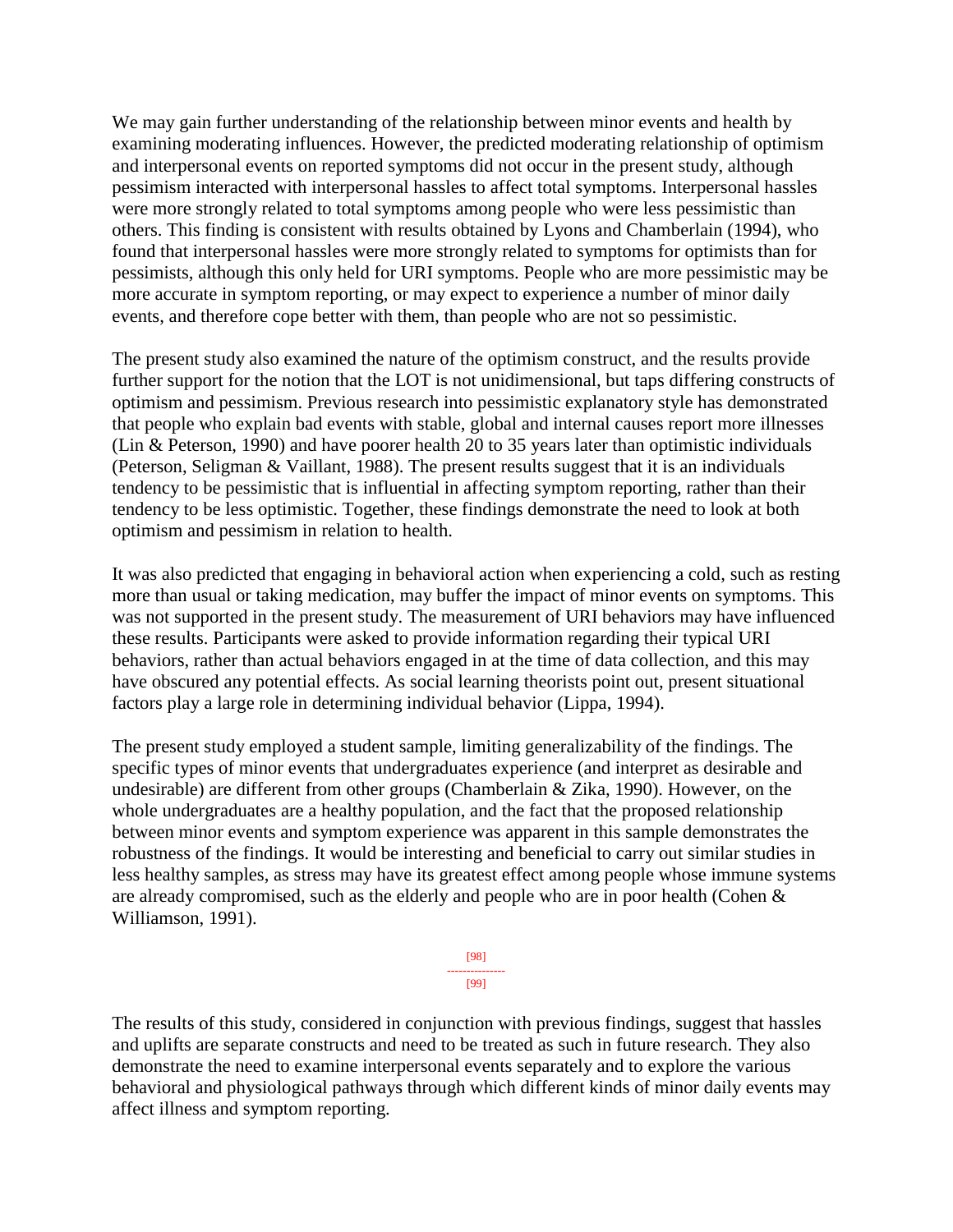We may gain further understanding of the relationship between minor events and health by examining moderating influences. However, the predicted moderating relationship of optimism and interpersonal events on reported symptoms did not occur in the present study, although pessimism interacted with interpersonal hassles to affect total symptoms. Interpersonal hassles were more strongly related to total symptoms among people who were less pessimistic than others. This finding is consistent with results obtained by Lyons and Chamberlain (1994), who found that interpersonal hassles were more strongly related to symptoms for optimists than for pessimists, although this only held for URI symptoms. People who are more pessimistic may be more accurate in symptom reporting, or may expect to experience a number of minor daily events, and therefore cope better with them, than people who are not so pessimistic.

The present study also examined the nature of the optimism construct, and the results provide further support for the notion that the LOT is not unidimensional, but taps differing constructs of optimism and pessimism. Previous research into pessimistic explanatory style has demonstrated that people who explain bad events with stable, global and internal causes report more illnesses (Lin & Peterson, 1990) and have poorer health 20 to 35 years later than optimistic individuals (Peterson, Seligman & Vaillant, 1988). The present results suggest that it is an individuals tendency to be pessimistic that is influential in affecting symptom reporting, rather than their tendency to be less optimistic. Together, these findings demonstrate the need to look at both optimism and pessimism in relation to health.

It was also predicted that engaging in behavioral action when experiencing a cold, such as resting more than usual or taking medication, may buffer the impact of minor events on symptoms. This was not supported in the present study. The measurement of URI behaviors may have influenced these results. Participants were asked to provide information regarding their typical URI behaviors, rather than actual behaviors engaged in at the time of data collection, and this may have obscured any potential effects. As social learning theorists point out, present situational factors play a large role in determining individual behavior (Lippa, 1994).

The present study employed a student sample, limiting generalizability of the findings. The specific types of minor events that undergraduates experience (and interpret as desirable and undesirable) are different from other groups (Chamberlain & Zika, 1990). However, on the whole undergraduates are a healthy population, and the fact that the proposed relationship between minor events and symptom experience was apparent in this sample demonstrates the robustness of the findings. It would be interesting and beneficial to carry out similar studies in less healthy samples, as stress may have its greatest effect among people whose immune systems are already compromised, such as the elderly and people who are in poor health (Cohen & Williamson, 1991).

The results of this study, considered in conjunction with previous findings, suggest that hassles and uplifts are separate constructs and need to be treated as such in future research. They also demonstrate the need to examine interpersonal events separately and to explore the various behavioral and physiological pathways through which different kinds of minor daily events may affect illness and symptom reporting.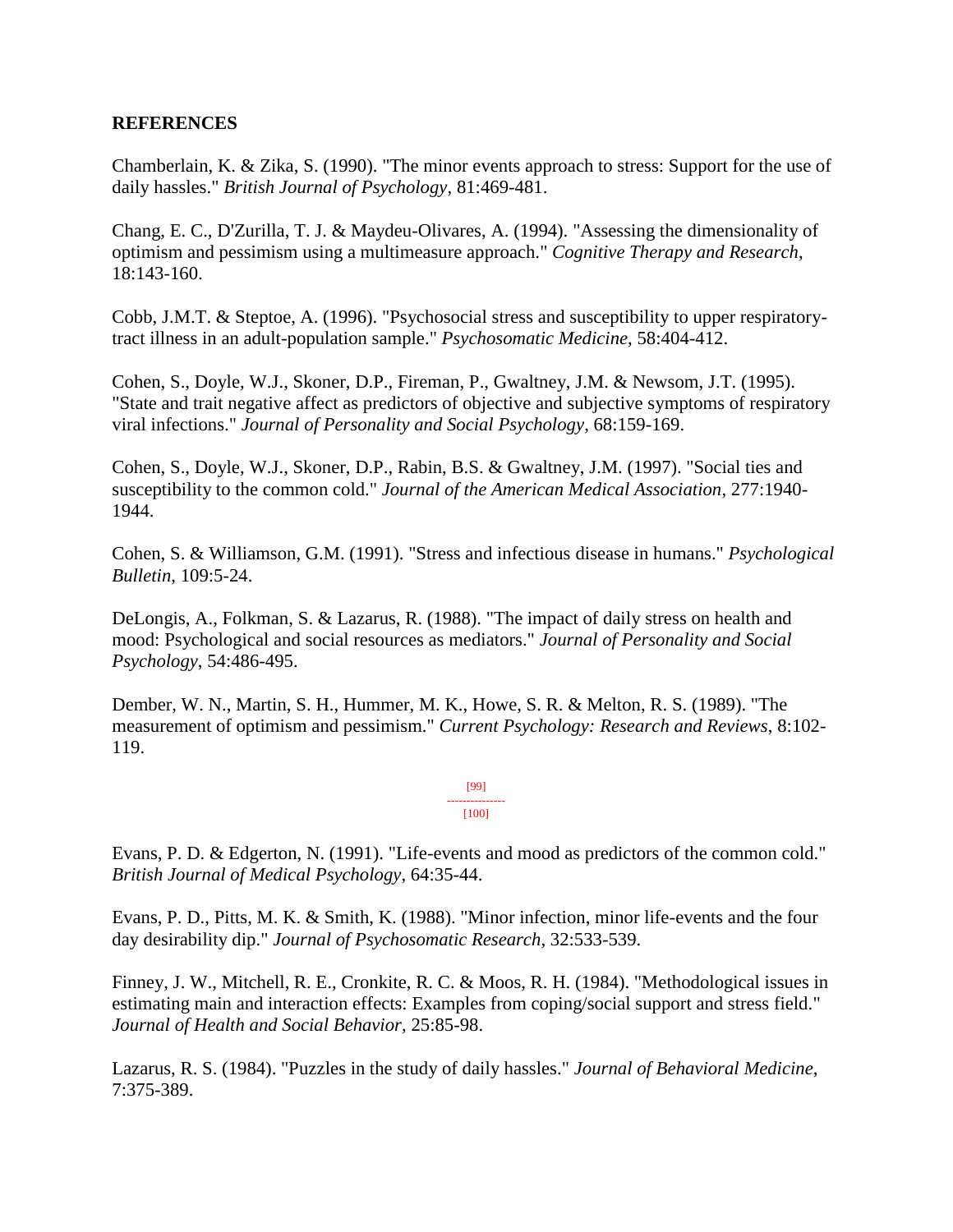**REFERENCES**

Chamberlain, K. & Zika, S. (1990). "The minor events approach to stress: Support for the use of daily hassles." *British Journal of Psychology*, 81:469-481.

Chang, E. C., D'Zurilla, T. J. & Maydeu-Olivares, A. (1994). "Assessing the dimensionality of optimism and pessimism using a multimeasure approach." *Cognitive Therapy and Research*, 18:143-160.

Cobb, J.M.T. & Steptoe, A. (1996). "Psychosocial stress and susceptibility to upper respiratory-tract illness in an adult-population sample." *Psychosomatic Medicine*, 58:404-412.

Cohen, S., Doyle, W.J., Skoner, D.P., Fireman, P., Gwaltney, J.M. & Newsom, J.T. (1995). "State and trait negative affect as predictors of objective and subjective symptoms of respiratory viral infections." *Journal of Personality and Social Psychology*, 68:159-169.

Cohen, S., Doyle, W.J., Skoner, D.P., Rabin, B.S. & Gwaltney, J.M. (1997). "Social ties and susceptibility to the common cold." *Journal of the American Medical Association*, 277:1940-1944.

Cohen, S. & Williamson, G.M. (1991). "Stress and infectious disease in humans." *Psychological Bulletin*, 109:5-24.

DeLongis, A., Folkman, S. & Lazarus, R. (1988). "The impact of daily stress on health and mood: Psychological and social resources as mediators." *Journal of Personality and Social Psychology*, 54:486-495.

Dember, W. N., Martin, S. H., Hummer, M. K., Howe, S. R. & Melton, R. S. (1989). "The measurement of optimism and pessimism." *Current Psychology: Research and Reviews*, 8:102-119.

Evans, P. D. & Edgerton, N. (1991). "Life-events and mood as predictors of the common cold." *British Journal of Medical Psychology*, 64:35-44.

Evans, P. D., Pitts, M. K. & Smith, K. (1988). "Minor infection, minor life-events and the four day desirability dip." *Journal of Psychosomatic Research*, 32:533-539.

Finney, J. W., Mitchell, R. E., Cronkite, R. C. & Moos, R. H. (1984). "Methodological issues in estimating main and interaction effects: Examples from coping/social support and stress field." *Journal of Health and Social Behavior*, 25:85-98.

Lazarus, R. S. (1984). "Puzzles in the study of daily hassles." *Journal of Behavioral Medicine*, 7:375-389.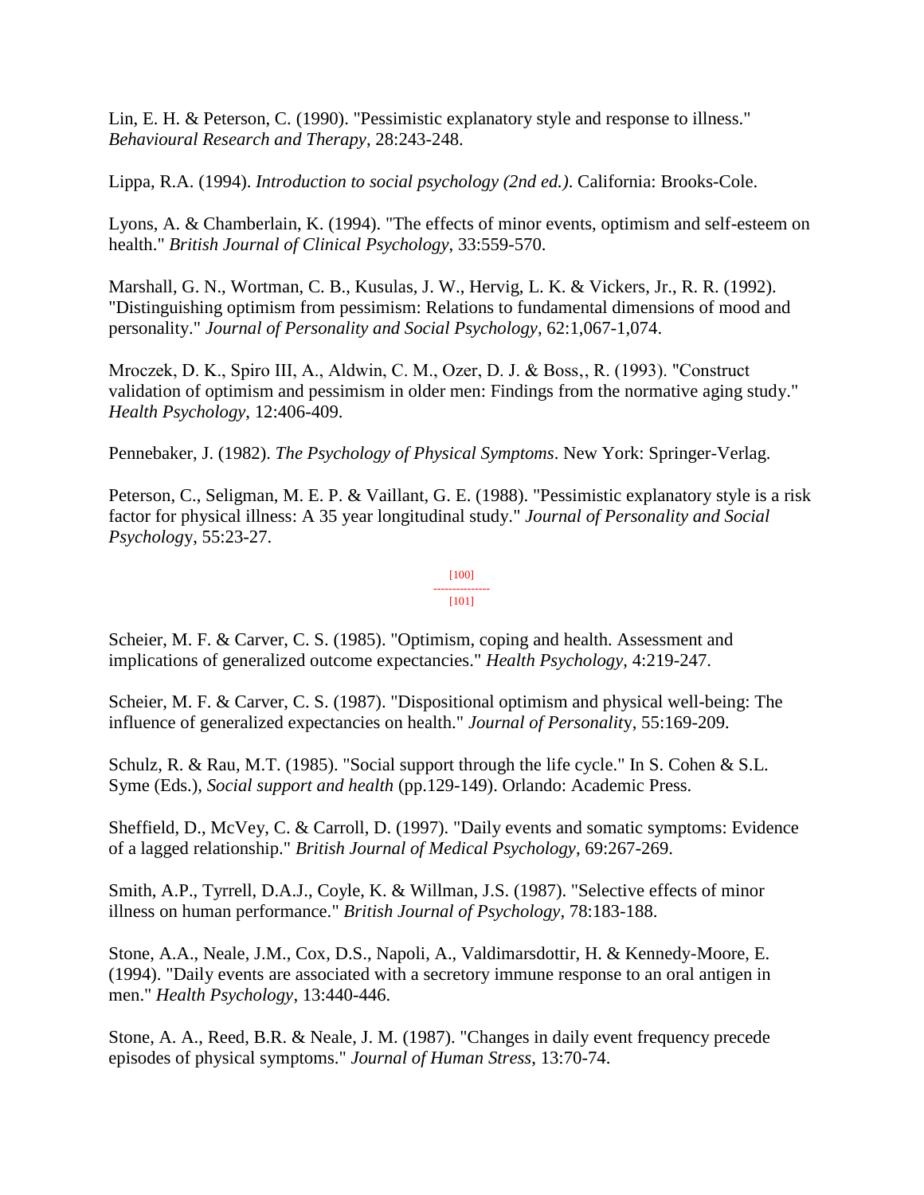Lin, E. H. & Peterson, C. (1990). "Pessimistic explanatory style and response to illness." *Behavioural Research and Therapy*, 28:243-248.

Lippa, R.A. (1994). *Introduction to social psychology (2nd ed.)*. California: Brooks-Cole.

Lyons, A. & Chamberlain, K. (1994). "The effects of minor events, optimism and self-esteem on health." *British Journal of Clinical Psychology*, 33:559-570.

Marshall, G. N., Wortman, C. B., Kusulas, J. W., Hervig, L. K. & Vickers, Jr., R. R. (1992). "Distinguishing optimism from pessimism: Relations to fundamental dimensions of mood and personality." *Journal of Personality and Social Psychology*, 62:1,067-1,074.

Mroczek, D. K., Spiro III, A., Aldwin, C. M., Ozer, D. J. & Boss,, R. (1993). "Construct validation of optimism and pessimism in older men: Findings from the normative aging study." *Health Psychology*, 12:406-409.

Pennebaker, J. (1982). *The Psychology of Physical Symptoms*. New York: Springer-Verlag.

Peterson, C., Seligman, M. E. P. & Vaillant, G. E. (1988). "Pessimistic explanatory style is a risk factor for physical illness: A 35 year longitudinal study." *Journal of Personality and Social Psychology*, 55:23-27.

[100]
---------------
[101]

Scheier, M. F. & Carver, C. S. (1985). "Optimism, coping and health. Assessment and implications of generalized outcome expectancies." *Health Psychology*, 4:219-247.

Scheier, M. F. & Carver, C. S. (1987). "Dispositional optimism and physical well-being: The influence of generalized expectancies on health." *Journal of Personality*, 55:169-209.

Schulz, R. & Rau, M.T. (1985). "Social support through the life cycle." In S. Cohen & S.L. Syme (Eds.), *Social support and health* (pp.129-149). Orlando: Academic Press.

Sheffield, D., McVey, C. & Carroll, D. (1997). "Daily events and somatic symptoms: Evidence of a lagged relationship." *British Journal of Medical Psychology*, 69:267-269.

Smith, A.P., Tyrrell, D.A.J., Coyle, K. & Willman, J.S. (1987). "Selective effects of minor illness on human performance." *British Journal of Psychology*, 78:183-188.

Stone, A.A., Neale, J.M., Cox, D.S., Napoli, A., Valdimarsdottir, H. & Kennedy-Moore, E. (1994). "Daily events are associated with a secretory immune response to an oral antigen in men." *Health Psychology*, 13:440-446.

Stone, A. A., Reed, B.R. & Neale, J. M. (1987). "Changes in daily event frequency precede episodes of physical symptoms." *Journal of Human Stress*, 13:70-74.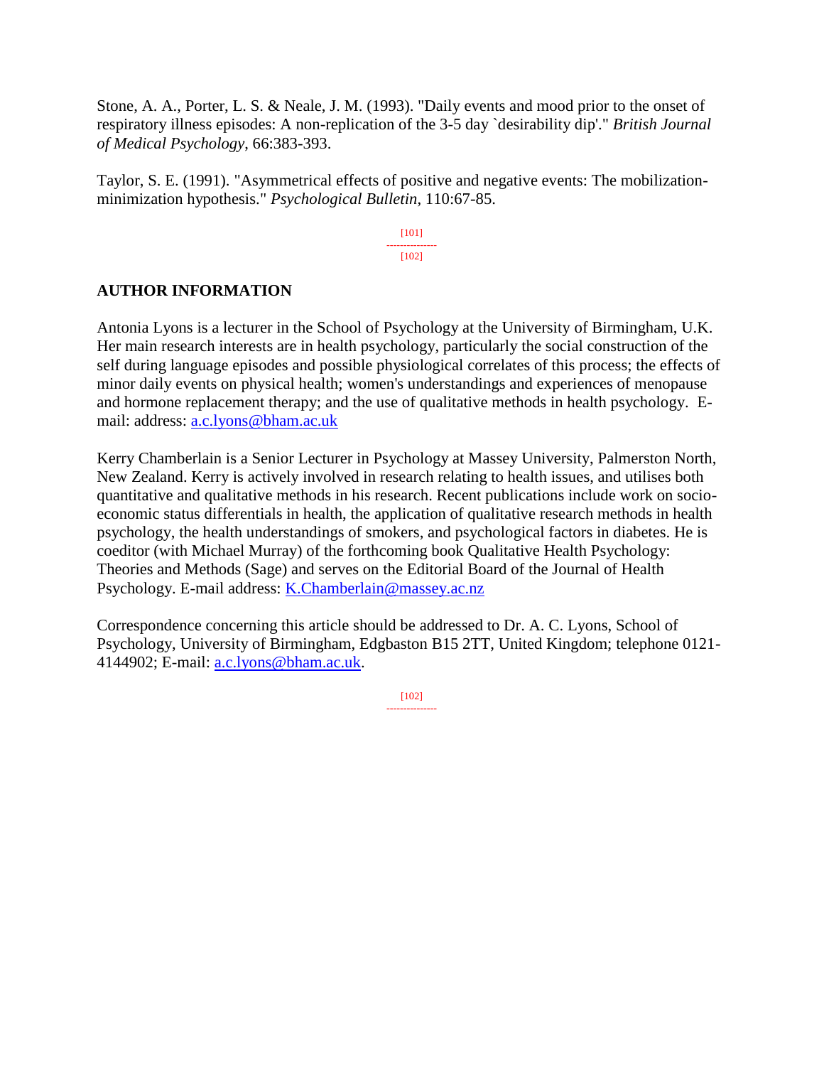Stone, A. A., Porter, L. S. & Neale, J. M. (1993). "Daily events and mood prior to the onset of respiratory illness episodes: A non-replication of the 3-5 day `desirability dip'." *British Journal of Medical Psychology*, 66:383-393.

Taylor, S. E. (1991). "Asymmetrical effects of positive and negative events: The mobilization-minimization hypothesis." *Psychological Bulletin*, 110:67-85.

## AUTHOR INFORMATION

Antonia Lyons is a lecturer in the School of Psychology at the University of Birmingham, U.K. Her main research interests are in health psychology, particularly the social construction of the self during language episodes and possible physiological correlates of this process; the effects of minor daily events on physical health; women's understandings and experiences of menopause and hormone replacement therapy; and the use of qualitative methods in health psychology. E-mail: address: a.c.lyons@bham.ac.uk

Kerry Chamberlain is a Senior Lecturer in Psychology at Massey University, Palmerston North, New Zealand. Kerry is actively involved in research relating to health issues, and utilises both quantitative and qualitative methods in his research. Recent publications include work on socio-economic status differentials in health, the application of qualitative research methods in health psychology, the health understandings of smokers, and psychological factors in diabetes. He is coeditor (with Michael Murray) of the forthcoming book Qualitative Health Psychology: Theories and Methods (Sage) and serves on the Editorial Board of the Journal of Health Psychology. E-mail address: K.Chamberlain@massey.ac.nz

Correspondence concerning this article should be addressed to Dr. A. C. Lyons, School of Psychology, University of Birmingham, Edgbaston B15 2TT, United Kingdom; telephone 0121-4144902; E-mail: a.c.lyons@bham.ac.uk.